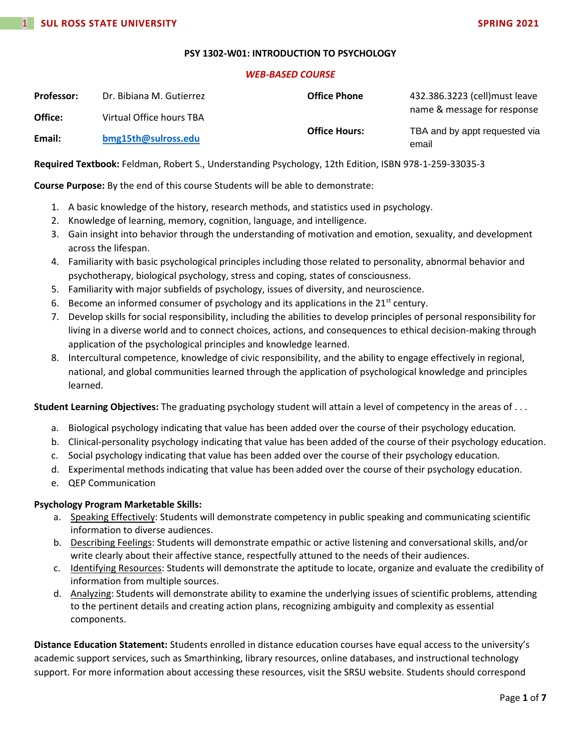**PSY 1302-W01: INTRODUCTION TO PSYCHOLOGY**

***WEB-BASED COURSE***

| | | | |
|---|---|---|---|
| **Professor:** | Dr. Bibiana M. Gutierrez | **Office Phone** | 432.386.3223 (cell)must leave name & message for response |
| **Office:** | Virtual Office hours TBA | | |
| **Email:** | **bmg15th@sulross.edu** | **Office Hours:** | TBA and by appt requested via email |

**Required Textbook:** Feldman, Robert S., Understanding Psychology, 12th Edition, ISBN 978-1-259-33035-3

**Course Purpose:** By the end of this course Students will be able to demonstrate:

1. A basic knowledge of the history, research methods, and statistics used in psychology.
2. Knowledge of learning, memory, cognition, language, and intelligence.
3. Gain insight into behavior through the understanding of motivation and emotion, sexuality, and development across the lifespan.
4. Familiarity with basic psychological principles including those related to personality, abnormal behavior and psychotherapy, biological psychology, stress and coping, states of consciousness.
5. Familiarity with major subfields of psychology, issues of diversity, and neuroscience.
6. Become an informed consumer of psychology and its applications in the 21st century.
7. Develop skills for social responsibility, including the abilities to develop principles of personal responsibility for living in a diverse world and to connect choices, actions, and consequences to ethical decision-making through application of the psychological principles and knowledge learned.
8. Intercultural competence, knowledge of civic responsibility, and the ability to engage effectively in regional, national, and global communities learned through the application of psychological knowledge and principles learned.

**Student Learning Objectives:** The graduating psychology student will attain a level of competency in the areas of . . .

a. Biological psychology indicating that value has been added over the course of their psychology education.
b. Clinical-personality psychology indicating that value has been added of the course of their psychology education.
c. Social psychology indicating that value has been added over the course of their psychology education.
d. Experimental methods indicating that value has been added over the course of their psychology education.
e. QEP Communication

**Psychology Program Marketable Skills:**

a. Speaking Effectively: Students will demonstrate competency in public speaking and communicating scientific information to diverse audiences.
b. Describing Feelings: Students will demonstrate empathic or active listening and conversational skills, and/or write clearly about their affective stance, respectfully attuned to the needs of their audiences.
c. Identifying Resources: Students will demonstrate the aptitude to locate, organize and evaluate the credibility of information from multiple sources.
d. Analyzing: Students will demonstrate ability to examine the underlying issues of scientific problems, attending to the pertinent details and creating action plans, recognizing ambiguity and complexity as essential components.

**Distance Education Statement:** Students enrolled in distance education courses have equal access to the university's academic support services, such as Smarthinking, library resources, online databases, and instructional technology support. For more information about accessing these resources, visit the SRSU website. Students should correspond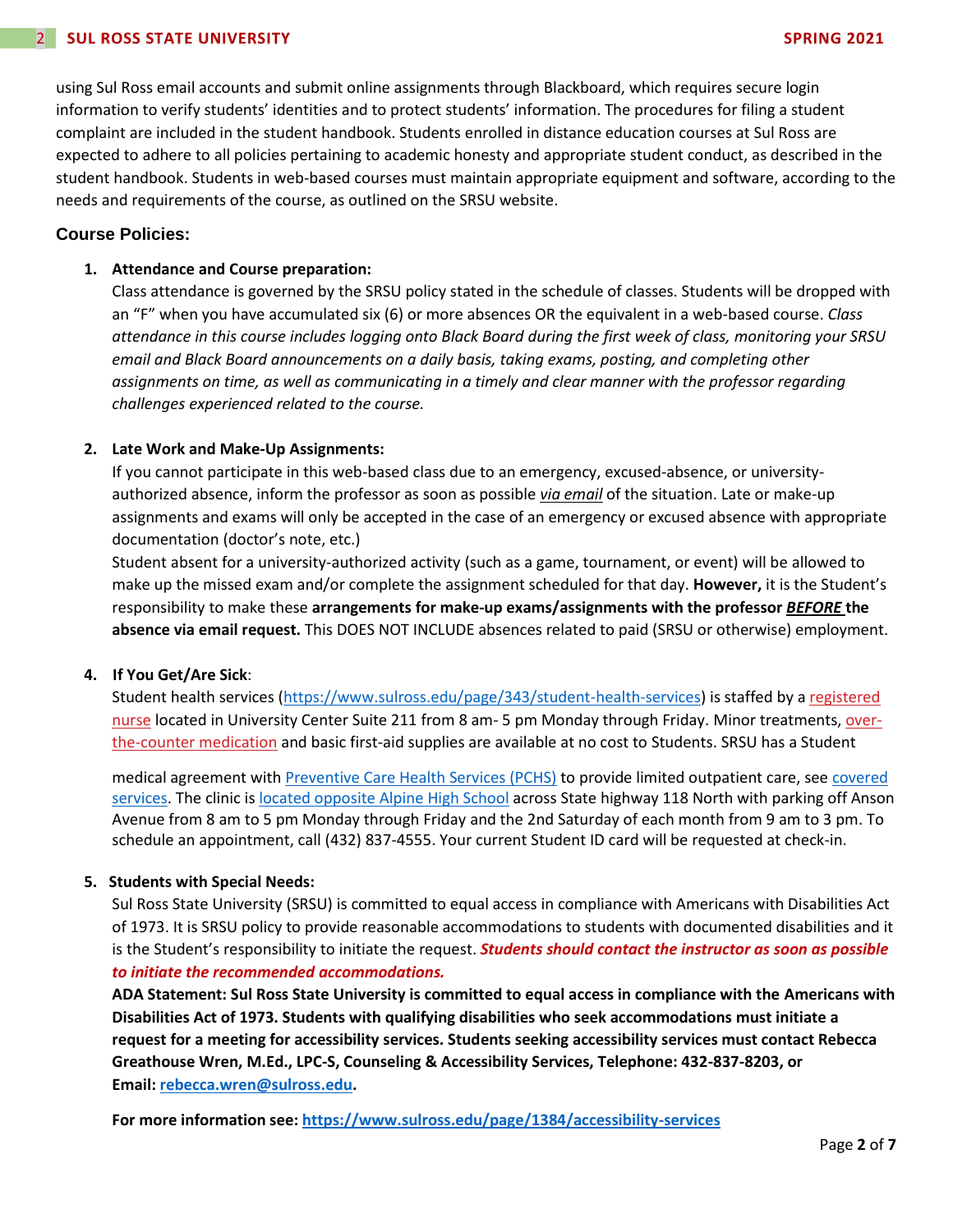using Sul Ross email accounts and submit online assignments through Blackboard, which requires secure login information to verify students' identities and to protect students' information. The procedures for filing a student complaint are included in the student handbook. Students enrolled in distance education courses at Sul Ross are expected to adhere to all policies pertaining to academic honesty and appropriate student conduct, as described in the student handbook. Students in web-based courses must maintain appropriate equipment and software, according to the needs and requirements of the course, as outlined on the SRSU website.

## Course Policies:

1. **Attendance and Course preparation:**
   Class attendance is governed by the SRSU policy stated in the schedule of classes. Students will be dropped with an "F" when you have accumulated six (6) or more absences OR the equivalent in a web-based course. *Class attendance in this course includes logging onto Black Board during the first week of class, monitoring your SRSU email and Black Board announcements on a daily basis, taking exams, posting, and completing other assignments on time, as well as communicating in a timely and clear manner with the professor regarding challenges experienced related to the course.*

2. **Late Work and Make-Up Assignments:**
   If you cannot participate in this web-based class due to an emergency, excused-absence, or university-authorized absence, inform the professor as soon as possible *via email* of the situation. Late or make-up assignments and exams will only be accepted in the case of an emergency or excused absence with appropriate documentation (doctor's note, etc.)
   Student absent for a university-authorized activity (such as a game, tournament, or event) will be allowed to make up the missed exam and/or complete the assignment scheduled for that day. **However,** it is the Student's responsibility to make these **arrangements for make-up exams/assignments with the professor *BEFORE* the absence via email request.** This DOES NOT INCLUDE absences related to paid (SRSU or otherwise) employment.

4. **If You Get/Are Sick**:
   Student health services (https://www.sulross.edu/page/343/student-health-services) is staffed by a registered nurse located in University Center Suite 211 from 8 am- 5 pm Monday through Friday. Minor treatments, over-the-counter medication and basic first-aid supplies are available at no cost to Students. SRSU has a Student

   medical agreement with Preventive Care Health Services (PCHS) to provide limited outpatient care, see covered services. The clinic is located opposite Alpine High School across State highway 118 North with parking off Anson Avenue from 8 am to 5 pm Monday through Friday and the 2nd Saturday of each month from 9 am to 3 pm. To schedule an appointment, call (432) 837-4555. Your current Student ID card will be requested at check-in.

5. **Students with Special Needs:**
   Sul Ross State University (SRSU) is committed to equal access in compliance with Americans with Disabilities Act of 1973. It is SRSU policy to provide reasonable accommodations to students with documented disabilities and it is the Student's responsibility to initiate the request. ***Students should contact the instructor as soon as possible to initiate the recommended accommodations.***
   **ADA Statement: Sul Ross State University is committed to equal access in compliance with the Americans with Disabilities Act of 1973. Students with qualifying disabilities who seek accommodations must initiate a request for a meeting for accessibility services. Students seeking accessibility services must contact Rebecca Greathouse Wren, M.Ed., LPC-S, Counseling & Accessibility Services, Telephone: 432-837-8203, or Email: rebecca.wren@sulross.edu.**

   **For more information see: https://www.sulross.edu/page/1384/accessibility-services**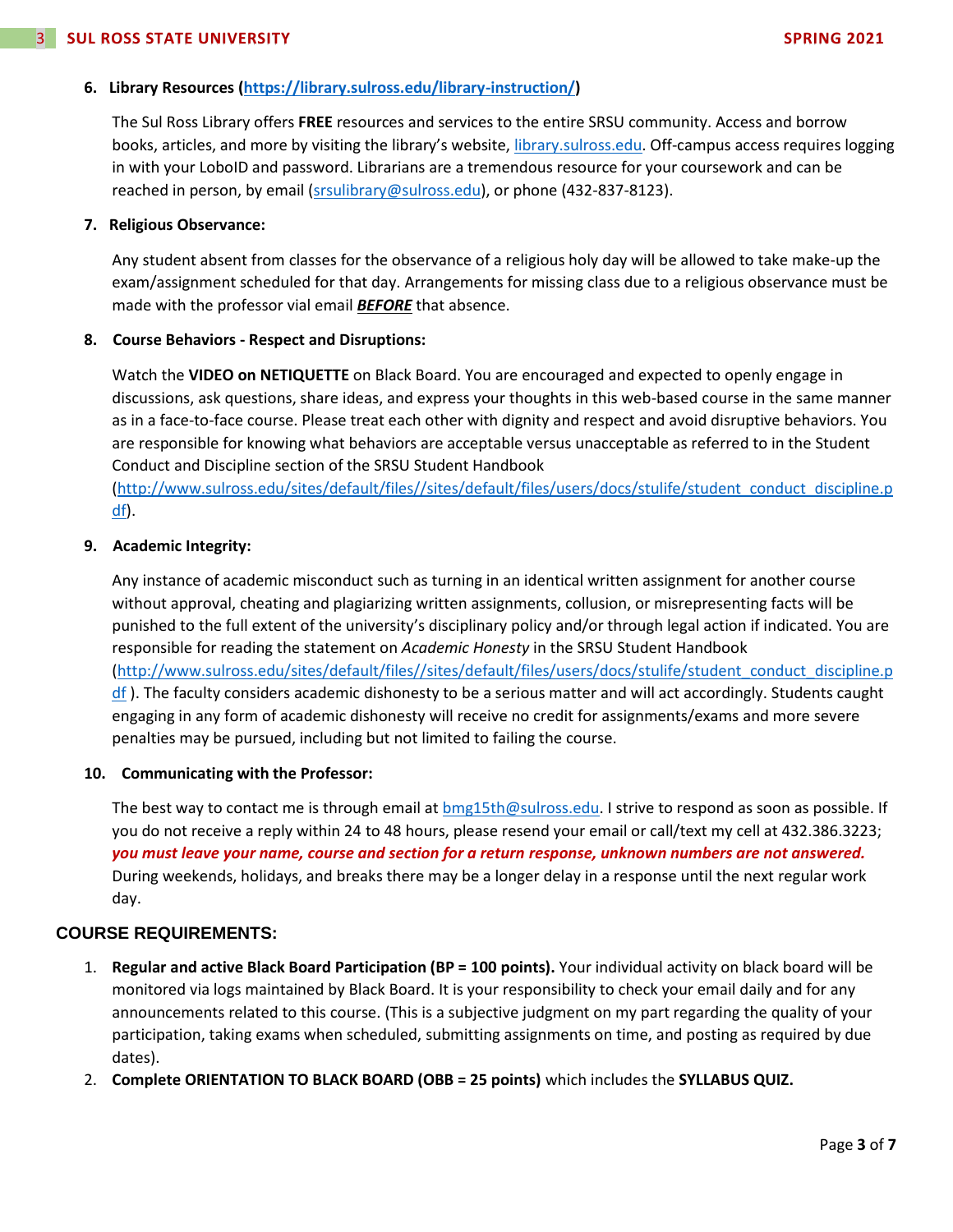6. **Library Resources (https://library.sulross.edu/library-instruction/)**

   The Sul Ross Library offers **FREE** resources and services to the entire SRSU community. Access and borrow books, articles, and more by visiting the library's website, library.sulross.edu. Off-campus access requires logging in with your LoboID and password. Librarians are a tremendous resource for your coursework and can be reached in person, by email (srsulibrary@sulross.edu), or phone (432-837-8123).

7. **Religious Observance:**

   Any student absent from classes for the observance of a religious holy day will be allowed to take make-up the exam/assignment scheduled for that day. Arrangements for missing class due to a religious observance must be made with the professor vial email ***BEFORE*** that absence.

8. **Course Behaviors - Respect and Disruptions:**

   Watch the **VIDEO on NETIQUETTE** on Black Board. You are encouraged and expected to openly engage in discussions, ask questions, share ideas, and express your thoughts in this web-based course in the same manner as in a face-to-face course. Please treat each other with dignity and respect and avoid disruptive behaviors. You are responsible for knowing what behaviors are acceptable versus unacceptable as referred to in the Student Conduct and Discipline section of the SRSU Student Handbook (http://www.sulross.edu/sites/default/files//sites/default/files/users/docs/stulife/student_conduct_discipline.pdf).

9. **Academic Integrity:**

   Any instance of academic misconduct such as turning in an identical written assignment for another course without approval, cheating and plagiarizing written assignments, collusion, or misrepresenting facts will be punished to the full extent of the university's disciplinary policy and/or through legal action if indicated. You are responsible for reading the statement on *Academic Honesty* in the SRSU Student Handbook (http://www.sulross.edu/sites/default/files//sites/default/files/users/docs/stulife/student_conduct_discipline.pdf ). The faculty considers academic dishonesty to be a serious matter and will act accordingly. Students caught engaging in any form of academic dishonesty will receive no credit for assignments/exams and more severe penalties may be pursued, including but not limited to failing the course.

10. **Communicating with the Professor:**

    The best way to contact me is through email at bmg15th@sulross.edu. I strive to respond as soon as possible. If you do not receive a reply within 24 to 48 hours, please resend your email or call/text my cell at 432.386.3223; ***you must leave your name, course and section for a return response, unknown numbers are not answered.*** During weekends, holidays, and breaks there may be a longer delay in a response until the next regular work day.

## COURSE REQUIREMENTS:

1. **Regular and active Black Board Participation (BP = 100 points).** Your individual activity on black board will be monitored via logs maintained by Black Board. It is your responsibility to check your email daily and for any announcements related to this course. (This is a subjective judgment on my part regarding the quality of your participation, taking exams when scheduled, submitting assignments on time, and posting as required by due dates).
2. **Complete ORIENTATION TO BLACK BOARD (OBB = 25 points)** which includes the **SYLLABUS QUIZ.**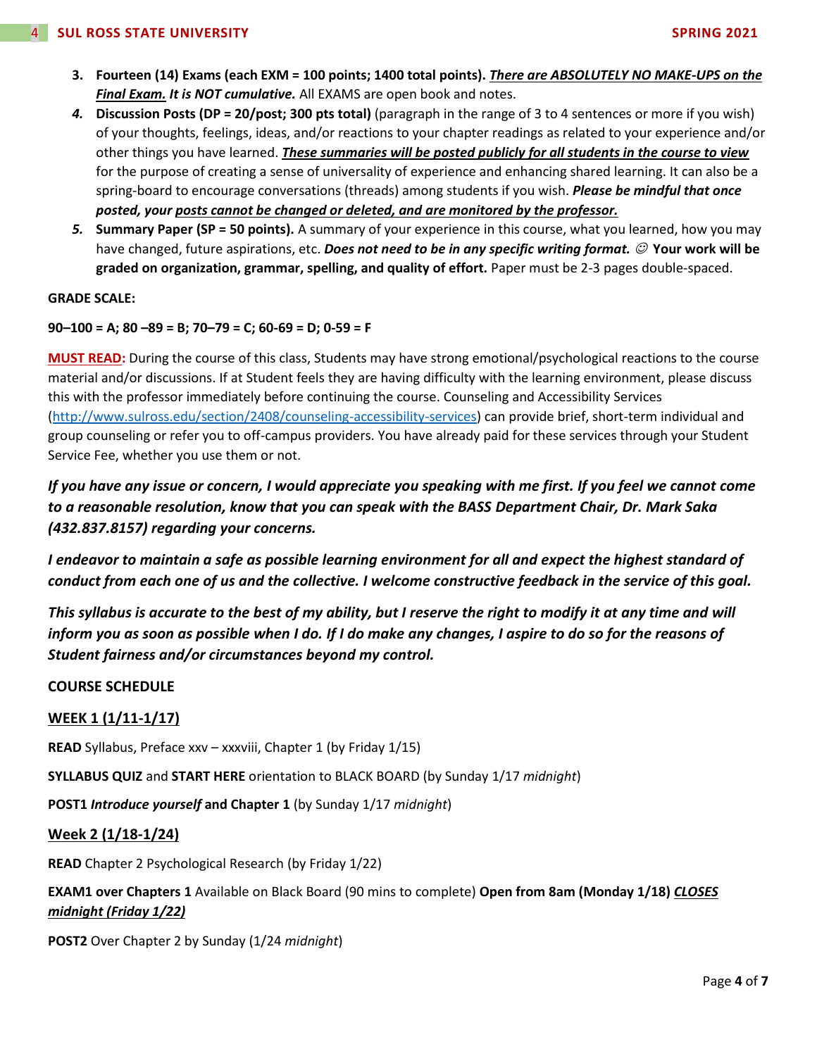3. **Fourteen (14) Exams (each EXM = 100 points; 1400 total points).** ***<u>There are ABSOLUTELY NO MAKE-UPS on the Final Exam.</u>*** ***It is NOT cumulative.*** All EXAMS are open book and notes.
4. **Discussion Posts (DP = 20/post; 300 pts total)** (paragraph in the range of 3 to 4 sentences or more if you wish) of your thoughts, feelings, ideas, and/or reactions to your chapter readings as related to your experience and/or other things you have learned. ***<u>These summaries will be posted publicly for all students in the course to view</u>*** for the purpose of creating a sense of universality of experience and enhancing shared learning. It can also be a spring-board to encourage conversations (threads) among students if you wish. ***Please be mindful that once posted, your <u>posts cannot be changed or deleted, and are monitored by the professor.</u>***
5. **Summary Paper (SP = 50 points).** A summary of your experience in this course, what you learned, how you may have changed, future aspirations, etc. ***Does not need to be in any specific writing format.*** ☺ **Your work will be graded on organization, grammar, spelling, and quality of effort.** Paper must be 2-3 pages double-spaced.

**GRADE SCALE:**

**90–100 = A; 80 –89 = B; 70–79 = C; 60-69 = D; 0-59 = F**

**<u>MUST READ:</u>** During the course of this class, Students may have strong emotional/psychological reactions to the course material and/or discussions. If at Student feels they are having difficulty with the learning environment, please discuss this with the professor immediately before continuing the course. Counseling and Accessibility Services (http://www.sulross.edu/section/2408/counseling-accessibility-services) can provide brief, short-term individual and group counseling or refer you to off-campus providers. You have already paid for these services through your Student Service Fee, whether you use them or not.

***If you have any issue or concern, I would appreciate you speaking with me first. If you feel we cannot come to a reasonable resolution, know that you can speak with the BASS Department Chair, Dr. Mark Saka (432.837.8157) regarding your concerns.***

***I endeavor to maintain a safe as possible learning environment for all and expect the highest standard of conduct from each one of us and the collective. I welcome constructive feedback in the service of this goal.***

***This syllabus is accurate to the best of my ability, but I reserve the right to modify it at any time and will inform you as soon as possible when I do. If I do make any changes, I aspire to do so for the reasons of Student fairness and/or circumstances beyond my control.***

**COURSE SCHEDULE**

**<u>WEEK 1 (1/11-1/17)</u>**

**READ** Syllabus, Preface xxv – xxxviii, Chapter 1 (by Friday 1/15)

**SYLLABUS QUIZ** and **START HERE** orientation to BLACK BOARD (by Sunday 1/17 *midnight*)

**POST1** ***Introduce yourself*** **and Chapter 1** (by Sunday 1/17 *midnight*)

**<u>Week 2 (1/18-1/24)</u>**

**READ** Chapter 2 Psychological Research (by Friday 1/22)

**EXAM1 over Chapters 1** Available on Black Board (90 mins to complete) **Open from 8am (Monday 1/18)** ***<u>CLOSES midnight (Friday 1/22)</u>***

**POST2** Over Chapter 2 by Sunday (1/24 *midnight*)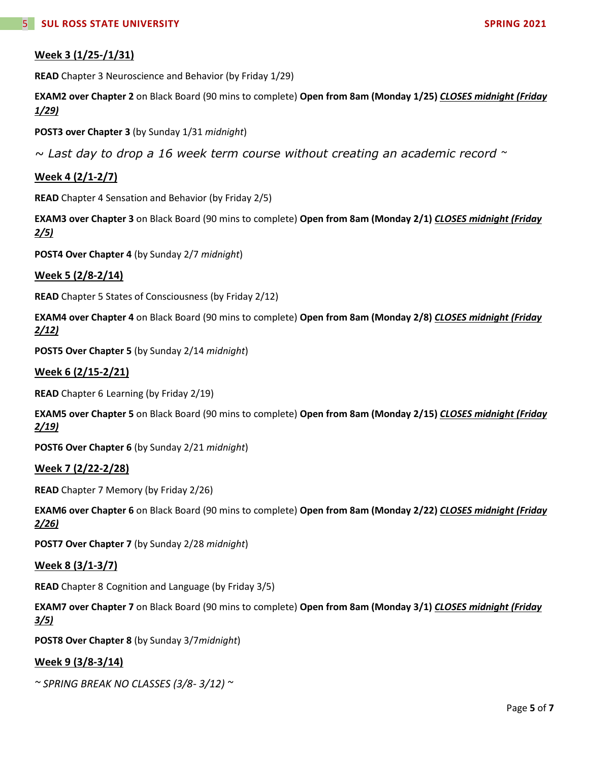**Week 3 (1/25-/1/31)**

**READ** Chapter 3 Neuroscience and Behavior (by Friday 1/29)

**EXAM2 over Chapter 2** on Black Board (90 mins to complete) **Open from 8am (Monday 1/25)** ***CLOSES midnight (Friday 1/29)***

**POST3 over Chapter 3** (by Sunday 1/31 *midnight*)

*~ Last day to drop a 16 week term course without creating an academic record ~*

**Week 4 (2/1-2/7)**

**READ** Chapter 4 Sensation and Behavior (by Friday 2/5)

**EXAM3 over Chapter 3** on Black Board (90 mins to complete) **Open from 8am (Monday 2/1)** ***CLOSES midnight (Friday 2/5)***

**POST4 Over Chapter 4** (by Sunday 2/7 *midnight*)

**Week 5 (2/8-2/14)**

**READ** Chapter 5 States of Consciousness (by Friday 2/12)

**EXAM4 over Chapter 4** on Black Board (90 mins to complete) **Open from 8am (Monday 2/8)** ***CLOSES midnight (Friday 2/12)***

**POST5 Over Chapter 5** (by Sunday 2/14 *midnight*)

**Week 6 (2/15-2/21)**

**READ** Chapter 6 Learning (by Friday 2/19)

**EXAM5 over Chapter 5** on Black Board (90 mins to complete) **Open from 8am (Monday 2/15)** ***CLOSES midnight (Friday 2/19)***

**POST6 Over Chapter 6** (by Sunday 2/21 *midnight*)

**Week 7 (2/22-2/28)**

**READ** Chapter 7 Memory (by Friday 2/26)

**EXAM6 over Chapter 6** on Black Board (90 mins to complete) **Open from 8am (Monday 2/22)** ***CLOSES midnight (Friday 2/26)***

**POST7 Over Chapter 7** (by Sunday 2/28 *midnight*)

**Week 8 (3/1-3/7)**

**READ** Chapter 8 Cognition and Language (by Friday 3/5)

**EXAM7 over Chapter 7** on Black Board (90 mins to complete) **Open from 8am (Monday 3/1)** ***CLOSES midnight (Friday 3/5)***

**POST8 Over Chapter 8** (by Sunday 3/7*midnight*)

**Week 9 (3/8-3/14)**

*~ SPRING BREAK NO CLASSES (3/8- 3/12) ~*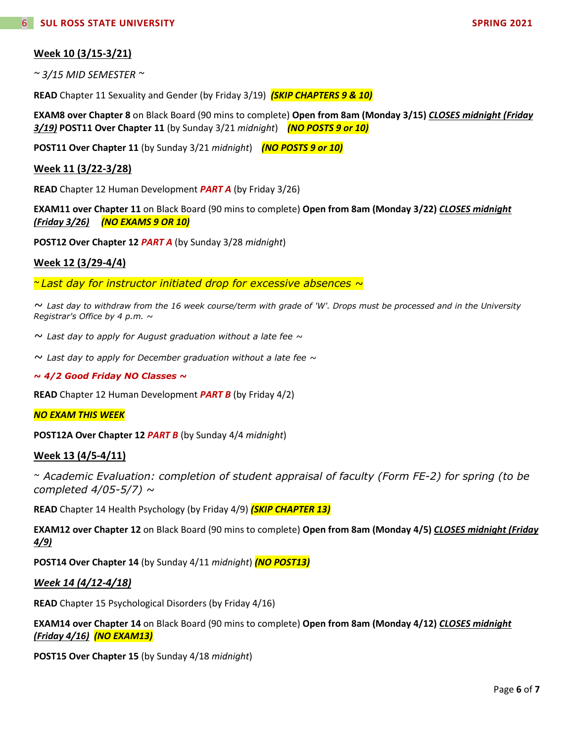## Week 10 (3/15-3/21)

*~ 3/15 MID SEMESTER ~*

**READ** Chapter 11 Sexuality and Gender (by Friday 3/19) ***(SKIP CHAPTERS 9 & 10)***

**EXAM8 over Chapter 8** on Black Board (90 mins to complete) **Open from 8am (Monday 3/15)** ***CLOSES midnight (Friday 3/19)*** **POST11 Over Chapter 11** (by Sunday 3/21 *midnight*) ***(NO POSTS 9 or 10)***

**POST11 Over Chapter 11** (by Sunday 3/21 *midnight*) ***(NO POSTS 9 or 10)***

## Week 11 (3/22-3/28)

**READ** Chapter 12 Human Development ***PART A*** (by Friday 3/26)

**EXAM11 over Chapter 11** on Black Board (90 mins to complete) **Open from 8am (Monday 3/22)** ***CLOSES midnight (Friday 3/26)*** ***(NO EXAMS 9 OR 10)***

**POST12 Over Chapter 12** ***PART A*** (by Sunday 3/28 *midnight*)

## Week 12 (3/29-4/4)

*~ Last day for instructor initiated drop for excessive absences ~*

*~ Last day to withdraw from the 16 week course/term with grade of 'W'. Drops must be processed and in the University Registrar's Office by 4 p.m. ~*

*~ Last day to apply for August graduation without a late fee ~*

*~ Last day to apply for December graduation without a late fee ~*

***~ 4/2 Good Friday NO Classes ~***

**READ** Chapter 12 Human Development ***PART B*** (by Friday 4/2)

***NO EXAM THIS WEEK***

**POST12A Over Chapter 12** ***PART B*** (by Sunday 4/4 *midnight*)

## Week 13 (4/5-4/11)

*~ Academic Evaluation: completion of student appraisal of faculty (Form FE-2) for spring (to be completed 4/05-5/7) ~*

**READ** Chapter 14 Health Psychology (by Friday 4/9) ***(SKIP CHAPTER 13)***

**EXAM12 over Chapter 12** on Black Board (90 mins to complete) **Open from 8am (Monday 4/5)** ***CLOSES midnight (Friday 4/9)***

**POST14 Over Chapter 14** (by Sunday 4/11 *midnight*) ***(NO POST13)***

## *Week 14 (4/12-4/18)*

**READ** Chapter 15 Psychological Disorders (by Friday 4/16)

**EXAM14 over Chapter 14** on Black Board (90 mins to complete) **Open from 8am (Monday 4/12)** ***CLOSES midnight (Friday 4/16)*** ***(NO EXAM13)***

**POST15 Over Chapter 15** (by Sunday 4/18 *midnight*)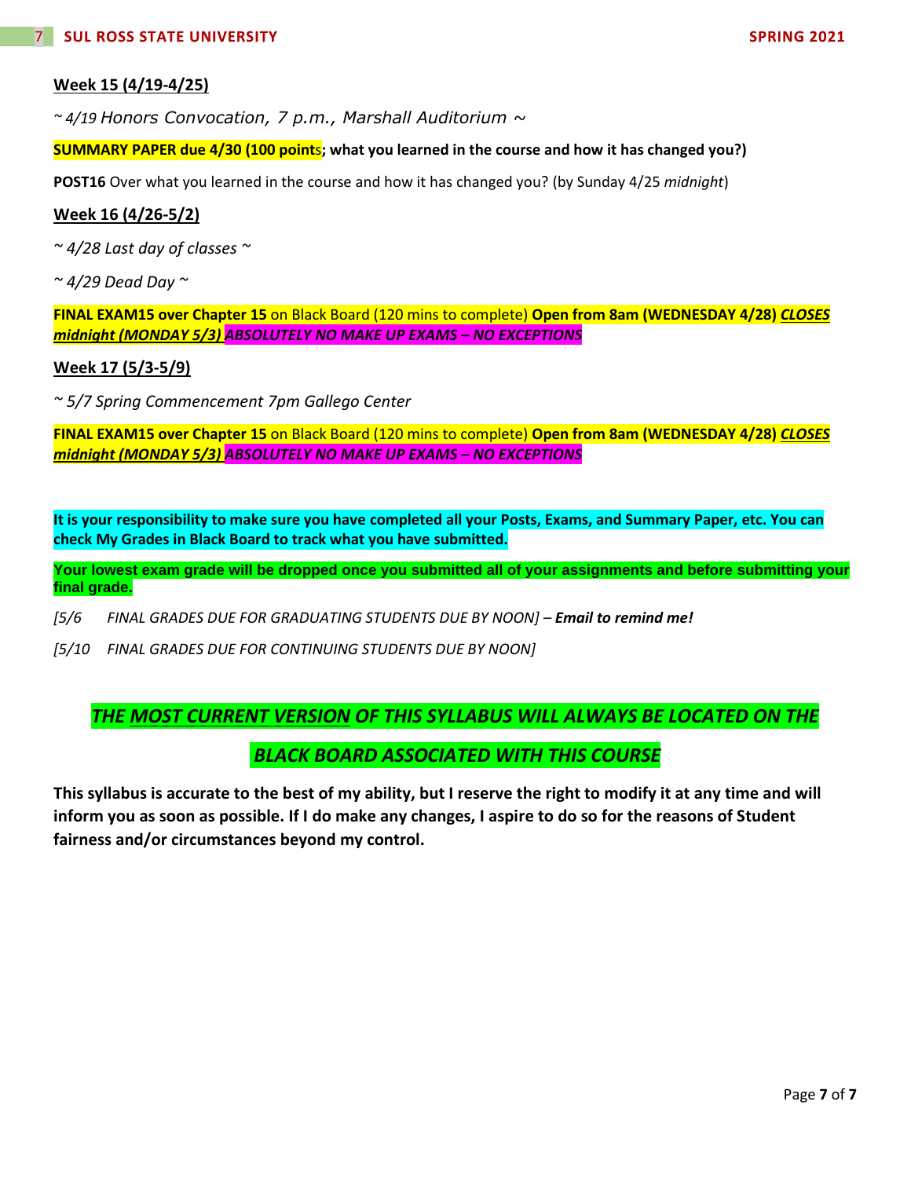**Week 15 (4/19-4/25)**

*~ 4/19 Honors Convocation, 7 p.m., Marshall Auditorium ~*

**SUMMARY PAPER due 4/30 (100 points; what you learned in the course and how it has changed you?)**

**POST16** Over what you learned in the course and how it has changed you? (by Sunday 4/25 *midnight*)

**Week 16 (4/26-5/2)**

*~ 4/28 Last day of classes ~*

*~ 4/29 Dead Day ~*

**FINAL EXAM15 over Chapter 15** on Black Board (120 mins to complete) **Open from 8am (WEDNESDAY 4/28)** ***CLOSES midnight (MONDAY 5/3)*** ***ABSOLUTELY NO MAKE UP EXAMS – NO EXCEPTIONS***

**Week 17 (5/3-5/9)**

*~ 5/7 Spring Commencement 7pm Gallego Center*

**FINAL EXAM15 over Chapter 15** on Black Board (120 mins to complete) **Open from 8am (WEDNESDAY 4/28)** ***CLOSES midnight (MONDAY 5/3)*** ***ABSOLUTELY NO MAKE UP EXAMS – NO EXCEPTIONS***

**It is your responsibility to make sure you have completed all your Posts, Exams, and Summary Paper, etc. You can check My Grades in Black Board to track what you have submitted.**

**Your lowest exam grade will be dropped once you submitted all of your assignments and before submitting your final grade.**

*[5/6 FINAL GRADES DUE FOR GRADUATING STUDENTS DUE BY NOON] –* ***Email to remind me!***

*[5/10 FINAL GRADES DUE FOR CONTINUING STUDENTS DUE BY NOON]*

***THE MOST CURRENT VERSION OF THIS SYLLABUS WILL ALWAYS BE LOCATED ON THE BLACK BOARD ASSOCIATED WITH THIS COURSE***

**This syllabus is accurate to the best of my ability, but I reserve the right to modify it at any time and will inform you as soon as possible. If I do make any changes, I aspire to do so for the reasons of Student fairness and/or circumstances beyond my control.**